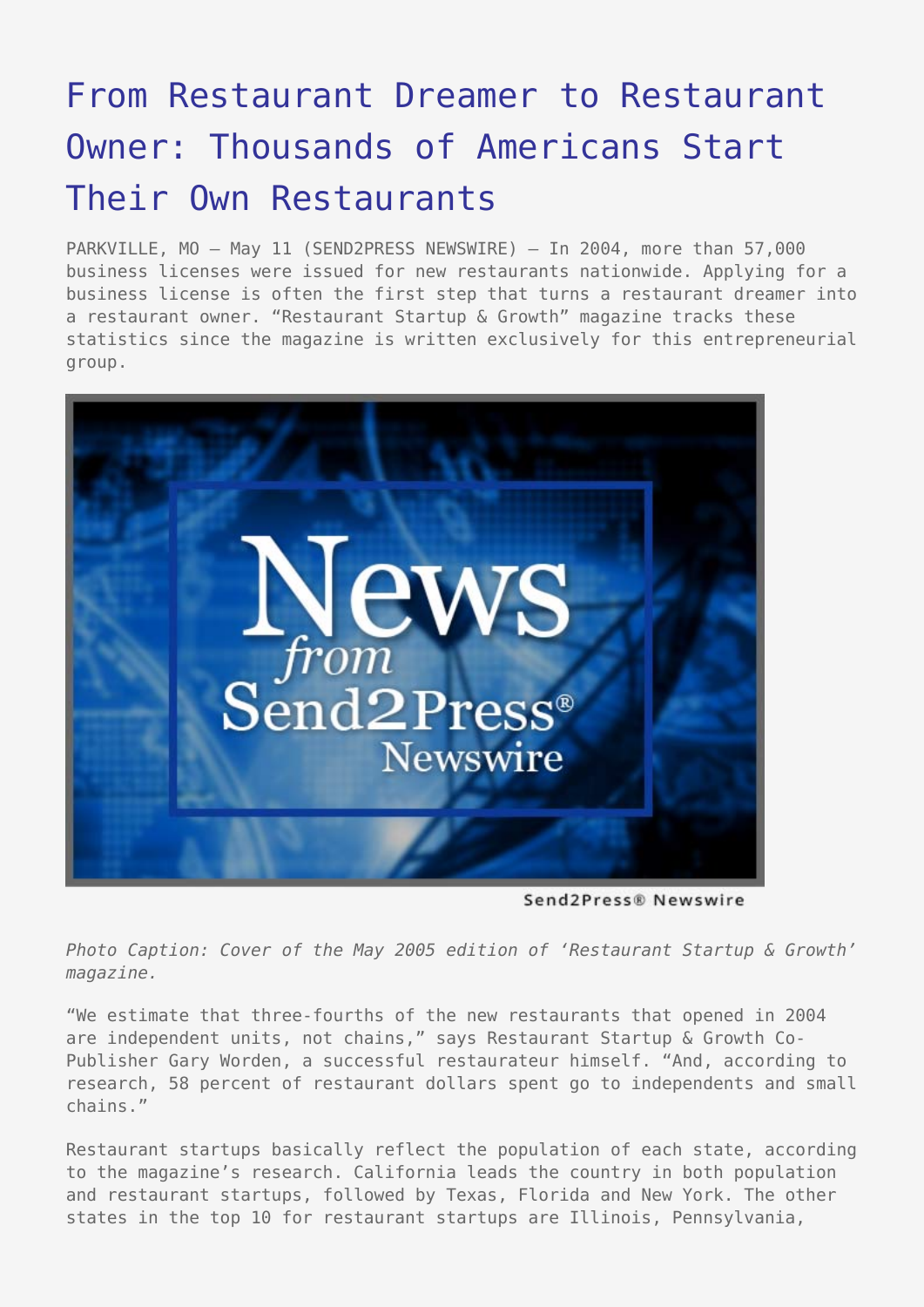# From Restaurant Dreamer to Restaurant Owner: Thousands of Americans Start Their Own Restaurants

PARKVILLE, MO – May 11 (SEND2PRESS NEWSWIRE) — In 2004, more than 57,000 business licenses were issued for new restaurants nationwide. Applying for a business license is often the first step that turns a restaurant dreamer into a restaurant owner. "Restaurant Startup & Growth" magazine tracks these statistics since the magazine is written exclusively for this entrepreneurial group.

*Photo Caption: Cover of the May 2005 edition of 'Restaurant Startup & Growth' magazine.*

"We estimate that three-fourths of the new restaurants that opened in 2004 are independent units, not chains," says Restaurant Startup & Growth Co-Publisher Gary Worden, a successful restaurateur himself. "And, according to research, 58 percent of restaurant dollars spent go to independents and small chains."

Restaurant startups basically reflect the population of each state, according to the magazine's research. California leads the country in both population and restaurant startups, followed by Texas, Florida and New York. The other states in the top 10 for restaurant startups are Illinois, Pennsylvania,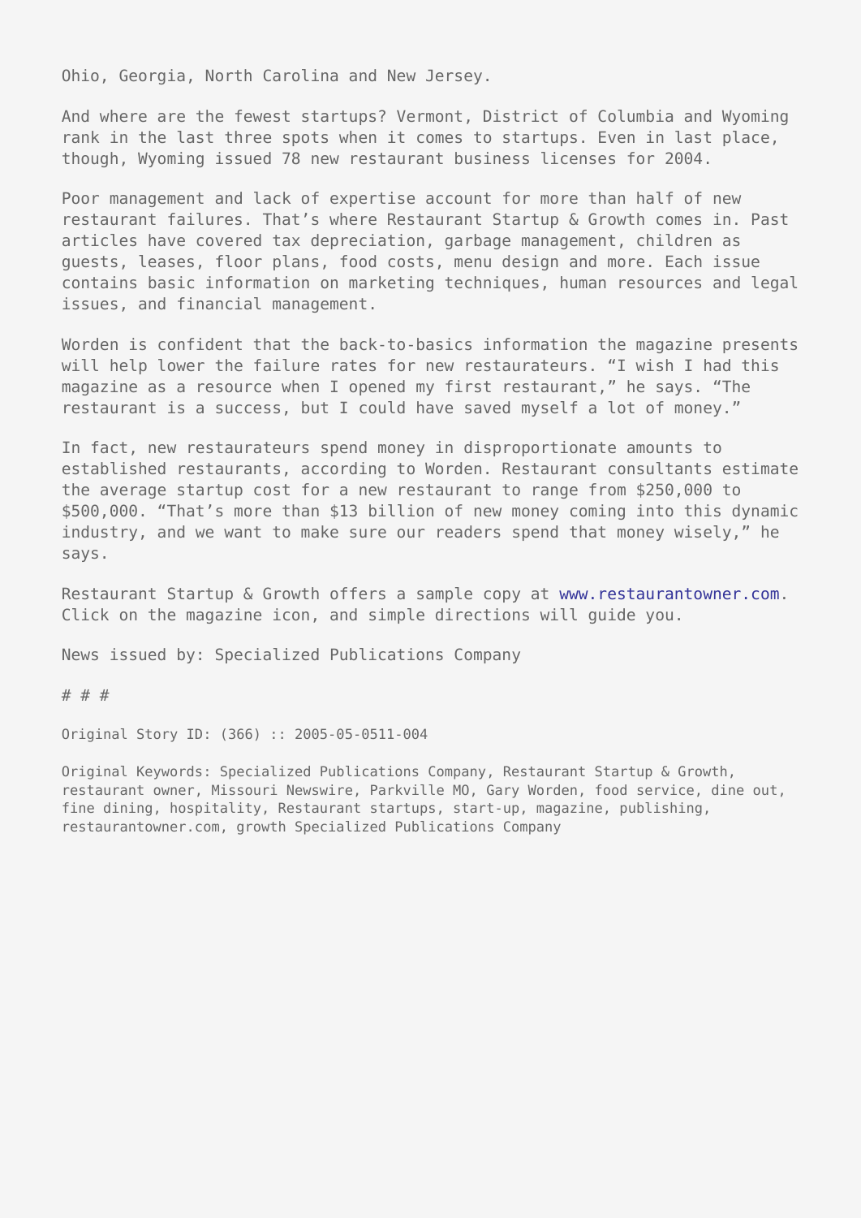Ohio, Georgia, North Carolina and New Jersey.

And where are the fewest startups? Vermont, District of Columbia and Wyoming rank in the last three spots when it comes to startups. Even in last place, though, Wyoming issued 78 new restaurant business licenses for 2004.

Poor management and lack of expertise account for more than half of new restaurant failures. That's where Restaurant Startup & Growth comes in. Past articles have covered tax depreciation, garbage management, children as guests, leases, floor plans, food costs, menu design and more. Each issue contains basic information on marketing techniques, human resources and legal issues, and financial management.

Worden is confident that the back-to-basics information the magazine presents will help lower the failure rates for new restaurateurs. "I wish I had this magazine as a resource when I opened my first restaurant," he says. "The restaurant is a success, but I could have saved myself a lot of money."

In fact, new restaurateurs spend money in disproportionate amounts to established restaurants, according to Worden. Restaurant consultants estimate the average startup cost for a new restaurant to range from $250,000 to $500,000. "That's more than $13 billion of new money coming into this dynamic industry, and we want to make sure our readers spend that money wisely," he says.

Restaurant Startup & Growth offers a sample copy at www.restaurantowner.com. Click on the magazine icon, and simple directions will guide you.

News issued by: Specialized Publications Company

# # #

Original Story ID: (366) :: 2005-05-0511-004

Original Keywords: Specialized Publications Company, Restaurant Startup & Growth, restaurant owner, Missouri Newswire, Parkville MO, Gary Worden, food service, dine out, fine dining, hospitality, Restaurant startups, start-up, magazine, publishing, restaurantowner.com, growth Specialized Publications Company